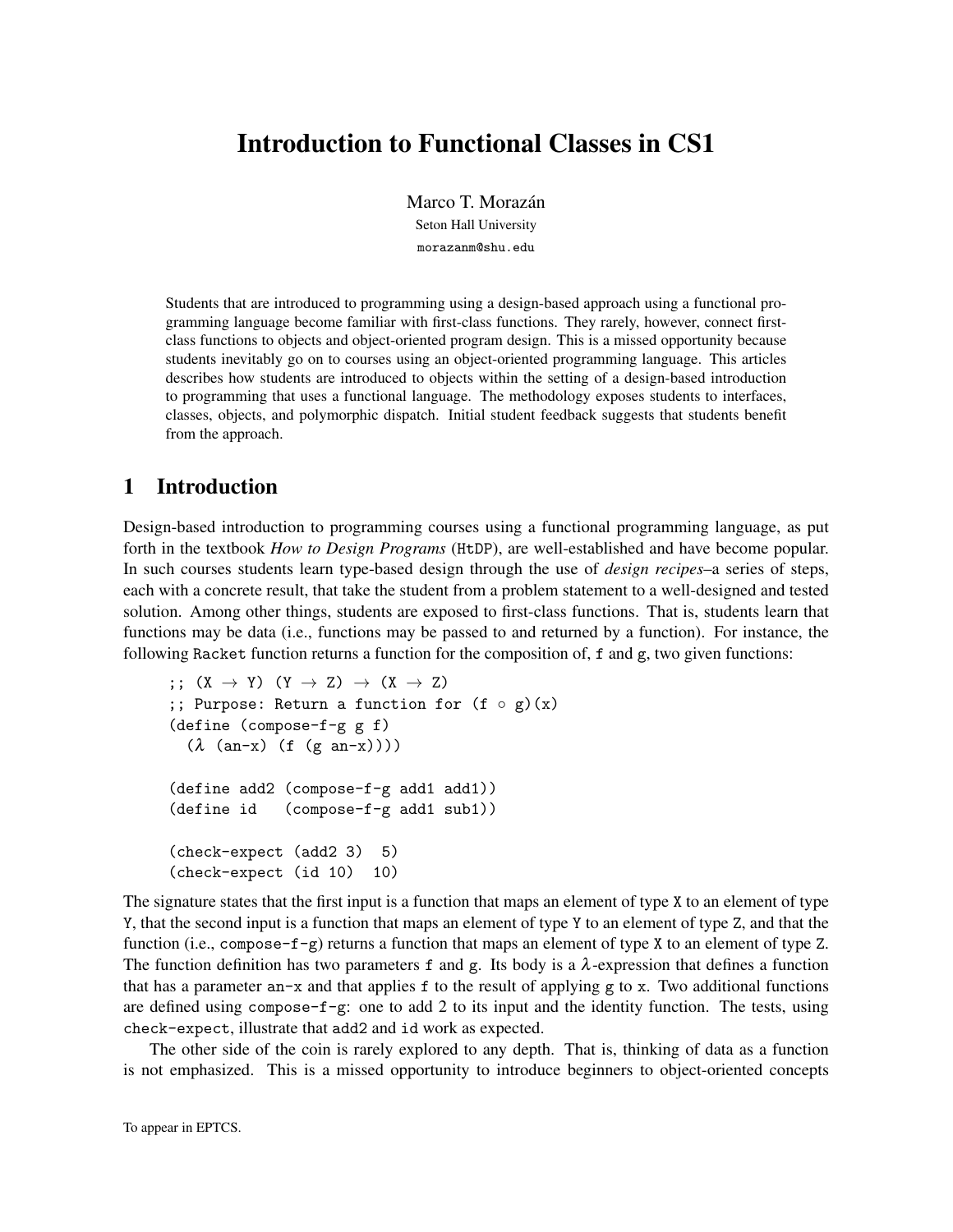# Introduction to Functional Classes in CS1

Marco T. Morazán
Seton Hall University
morazanm@shu.edu

Students that are introduced to programming using a design-based approach using a functional programming language become familiar with first-class functions. They rarely, however, connect first-class functions to objects and object-oriented program design. This is a missed opportunity because students inevitably go on to courses using an object-oriented programming language. This articles describes how students are introduced to objects within the setting of a design-based introduction to programming that uses a functional language. The methodology exposes students to interfaces, classes, objects, and polymorphic dispatch. Initial student feedback suggests that students benefit from the approach.

## 1 Introduction

Design-based introduction to programming courses using a functional programming language, as put forth in the textbook *How to Design Programs* (HtDP), are well-established and have become popular. In such courses students learn type-based design through the use of *design recipes*–a series of steps, each with a concrete result, that take the student from a problem statement to a well-designed and tested solution. Among other things, students are exposed to first-class functions. That is, students learn that functions may be data (i.e., functions may be passed to and returned by a function). For instance, the following Racket function returns a function for the composition of, f and g, two given functions:

```
;; (X → Y) (Y → Z) → (X → Z)
;; Purpose: Return a function for (f ∘ g)(x)
(define (compose-f-g g f)
  (λ (an-x) (f (g an-x))))

(define add2 (compose-f-g add1 add1))
(define id   (compose-f-g add1 sub1))

(check-expect (add2 3)  5)
(check-expect (id 10)  10)
```

The signature states that the first input is a function that maps an element of type X to an element of type Y, that the second input is a function that maps an element of type Y to an element of type Z, and that the function (i.e., compose-f-g) returns a function that maps an element of type X to an element of type Z. The function definition has two parameters f and g. Its body is a $\lambda$-expression that defines a function that has a parameter an-x and that applies f to the result of applying g to x. Two additional functions are defined using compose-f-g: one to add 2 to its input and the identity function. The tests, using check-expect, illustrate that add2 and id work as expected.

The other side of the coin is rarely explored to any depth. That is, thinking of data as a function is not emphasized. This is a missed opportunity to introduce beginners to object-oriented concepts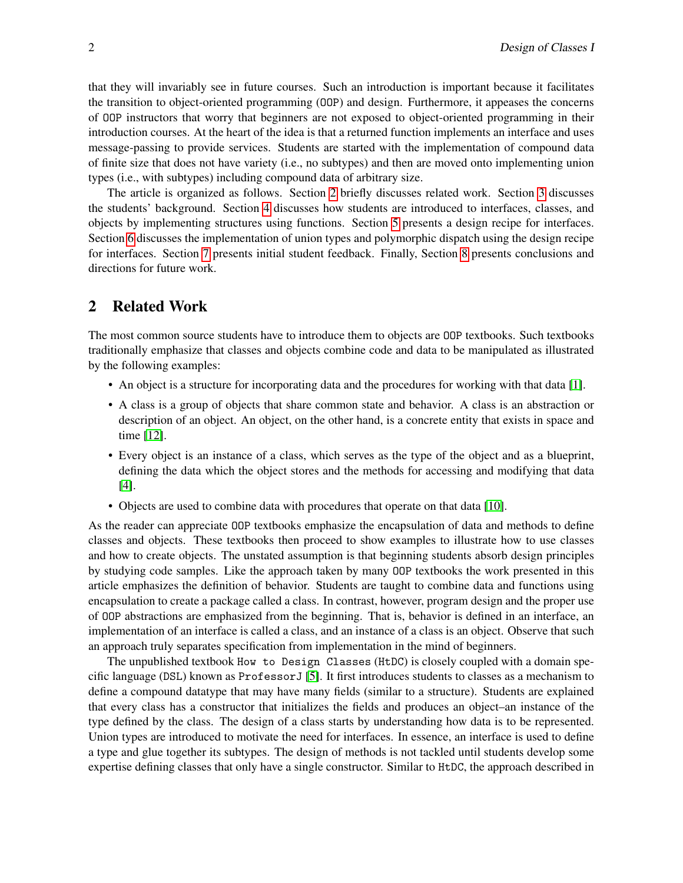that they will invariably see in future courses. Such an introduction is important because it facilitates the transition to object-oriented programming (OOP) and design. Furthermore, it appeases the concerns of OOP instructors that worry that beginners are not exposed to object-oriented programming in their introduction courses. At the heart of the idea is that a returned function implements an interface and uses message-passing to provide services. Students are started with the implementation of compound data of finite size that does not have variety (i.e., no subtypes) and then are moved onto implementing union types (i.e., with subtypes) including compound data of arbitrary size.

The article is organized as follows. Section 2 briefly discusses related work. Section 3 discusses the students' background. Section 4 discusses how students are introduced to interfaces, classes, and objects by implementing structures using functions. Section 5 presents a design recipe for interfaces. Section 6 discusses the implementation of union types and polymorphic dispatch using the design recipe for interfaces. Section 7 presents initial student feedback. Finally, Section 8 presents conclusions and directions for future work.

## 2 Related Work

The most common source students have to introduce them to objects are OOP textbooks. Such textbooks traditionally emphasize that classes and objects combine code and data to be manipulated as illustrated by the following examples:

- An object is a structure for incorporating data and the procedures for working with that data [1].
- A class is a group of objects that share common state and behavior. A class is an abstraction or description of an object. An object, on the other hand, is a concrete entity that exists in space and time [12].
- Every object is an instance of a class, which serves as the type of the object and as a blueprint, defining the data which the object stores and the methods for accessing and modifying that data [4].
- Objects are used to combine data with procedures that operate on that data [10].

As the reader can appreciate OOP textbooks emphasize the encapsulation of data and methods to define classes and objects. These textbooks then proceed to show examples to illustrate how to use classes and how to create objects. The unstated assumption is that beginning students absorb design principles by studying code samples. Like the approach taken by many OOP textbooks the work presented in this article emphasizes the definition of behavior. Students are taught to combine data and functions using encapsulation to create a package called a class. In contrast, however, program design and the proper use of OOP abstractions are emphasized from the beginning. That is, behavior is defined in an interface, an implementation of an interface is called a class, and an instance of a class is an object. Observe that such an approach truly separates specification from implementation in the mind of beginners.

The unpublished textbook How to Design Classes (HtDC) is closely coupled with a domain specific language (DSL) known as ProfessorJ [5]. It first introduces students to classes as a mechanism to define a compound datatype that may have many fields (similar to a structure). Students are explained that every class has a constructor that initializes the fields and produces an object–an instance of the type defined by the class. The design of a class starts by understanding how data is to be represented. Union types are introduced to motivate the need for interfaces. In essence, an interface is used to define a type and glue together its subtypes. The design of methods is not tackled until students develop some expertise defining classes that only have a single constructor. Similar to HtDC, the approach described in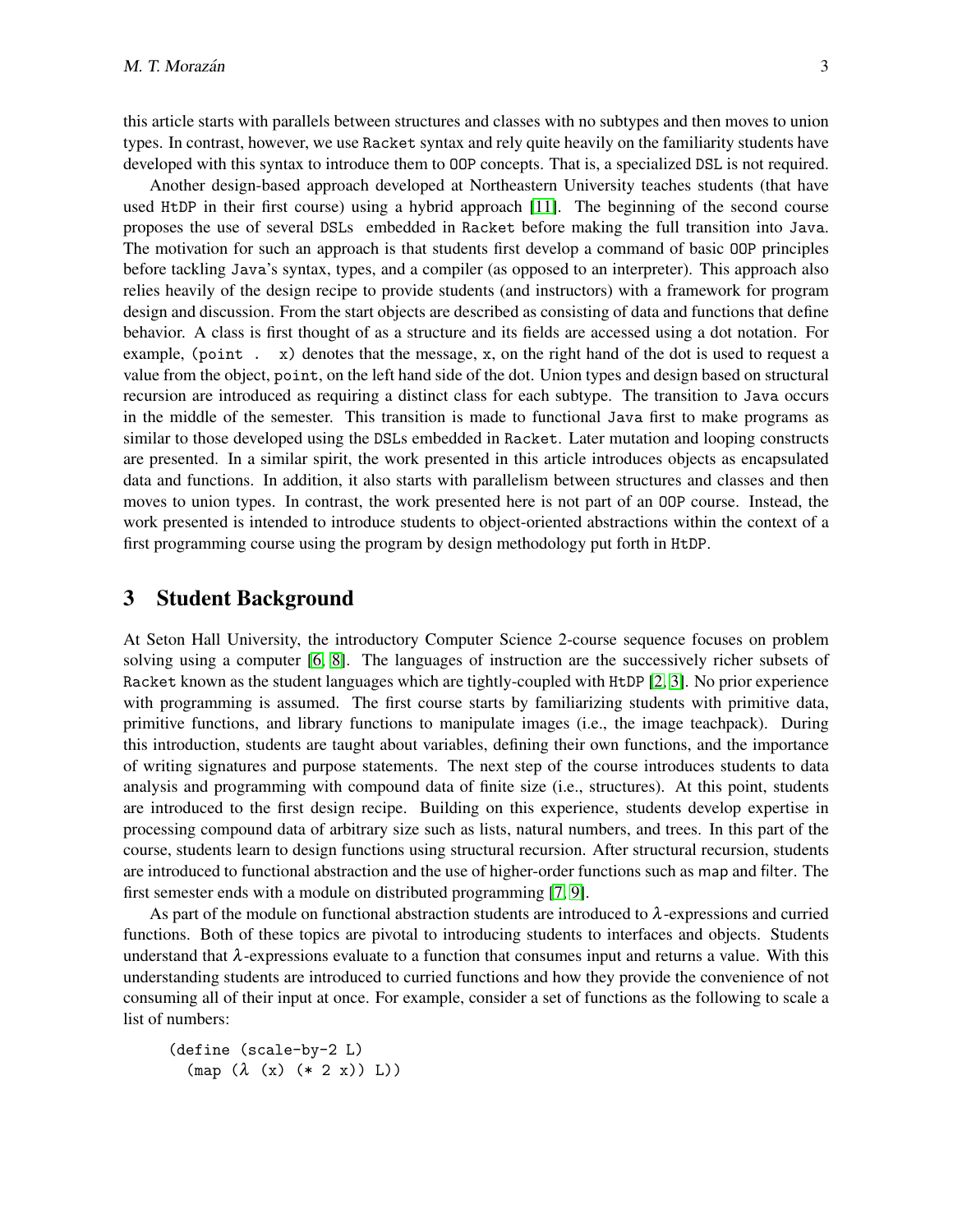this article starts with parallels between structures and classes with no subtypes and then moves to union types. In contrast, however, we use Racket syntax and rely quite heavily on the familiarity students have developed with this syntax to introduce them to OOP concepts. That is, a specialized DSL is not required.

Another design-based approach developed at Northeastern University teaches students (that have used HtDP in their first course) using a hybrid approach [11]. The beginning of the second course proposes the use of several DSLs embedded in Racket before making the full transition into Java. The motivation for such an approach is that students first develop a command of basic OOP principles before tackling Java's syntax, types, and a compiler (as opposed to an interpreter). This approach also relies heavily of the design recipe to provide students (and instructors) with a framework for program design and discussion. From the start objects are described as consisting of data and functions that define behavior. A class is first thought of as a structure and its fields are accessed using a dot notation. For example, `(point . x)` denotes that the message, x, on the right hand of the dot is used to request a value from the object, point, on the left hand side of the dot. Union types and design based on structural recursion are introduced as requiring a distinct class for each subtype. The transition to Java occurs in the middle of the semester. This transition is made to functional Java first to make programs as similar to those developed using the DSLs embedded in Racket. Later mutation and looping constructs are presented. In a similar spirit, the work presented in this article introduces objects as encapsulated data and functions. In addition, it also starts with parallelism between structures and classes and then moves to union types. In contrast, the work presented here is not part of an OOP course. Instead, the work presented is intended to introduce students to object-oriented abstractions within the context of a first programming course using the program by design methodology put forth in HtDP.

## 3 Student Background

At Seton Hall University, the introductory Computer Science 2-course sequence focuses on problem solving using a computer [6, 8]. The languages of instruction are the successively richer subsets of Racket known as the student languages which are tightly-coupled with HtDP [2, 3]. No prior experience with programming is assumed. The first course starts by familiarizing students with primitive data, primitive functions, and library functions to manipulate images (i.e., the image teachpack). During this introduction, students are taught about variables, defining their own functions, and the importance of writing signatures and purpose statements. The next step of the course introduces students to data analysis and programming with compound data of finite size (i.e., structures). At this point, students are introduced to the first design recipe. Building on this experience, students develop expertise in processing compound data of arbitrary size such as lists, natural numbers, and trees. In this part of the course, students learn to design functions using structural recursion. After structural recursion, students are introduced to functional abstraction and the use of higher-order functions such as map and filter. The first semester ends with a module on distributed programming [7, 9].

As part of the module on functional abstraction students are introduced to $\lambda$-expressions and curried functions. Both of these topics are pivotal to introducing students to interfaces and objects. Students understand that $\lambda$-expressions evaluate to a function that consumes input and returns a value. With this understanding students are introduced to curried functions and how they provide the convenience of not consuming all of their input at once. For example, consider a set of functions as the following to scale a list of numbers:

```
(define (scale-by-2 L)
  (map (λ (x) (* 2 x)) L))
```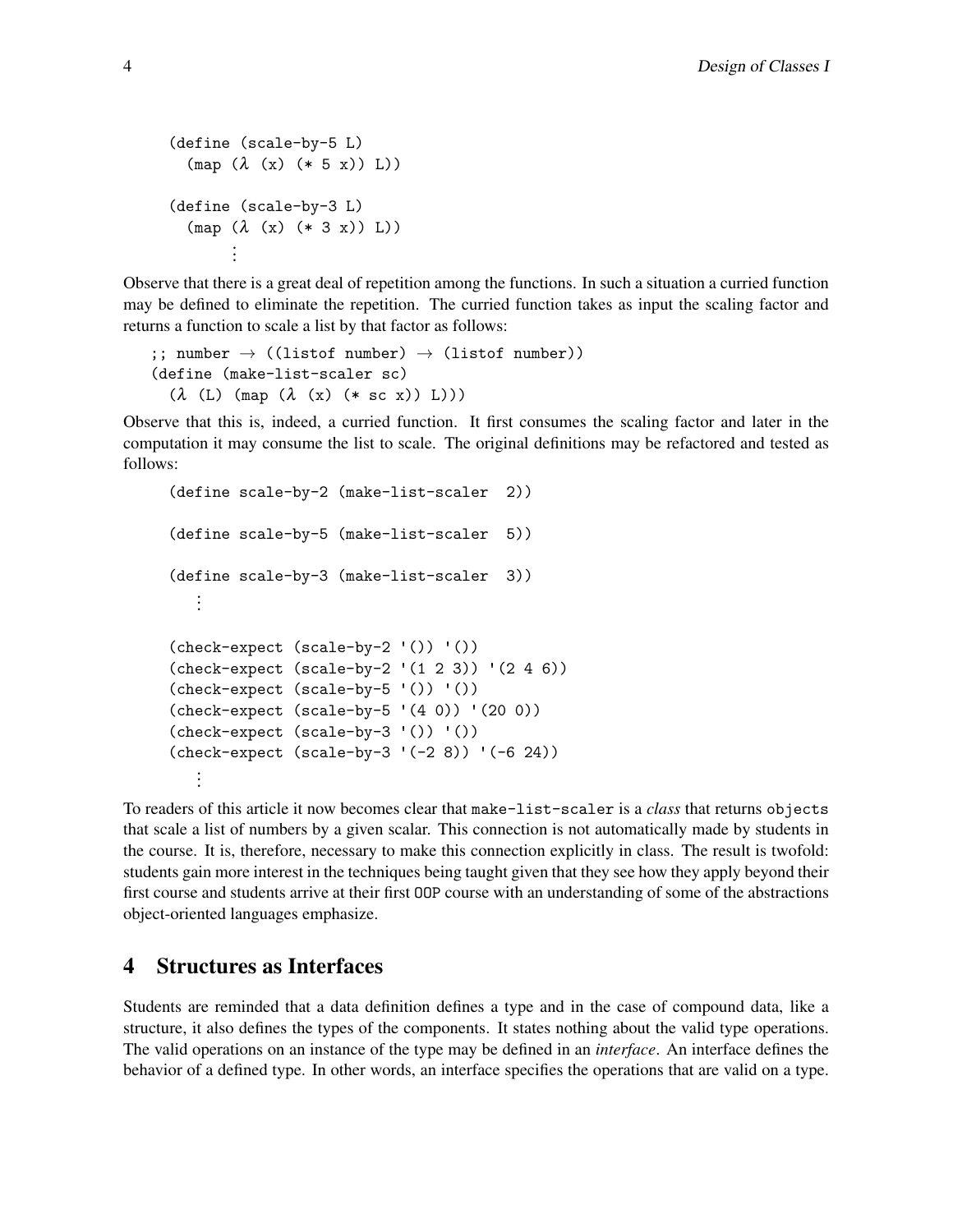```
(define (scale-by-5 L)
  (map (λ (x) (* 5 x)) L))

(define (scale-by-3 L)
  (map (λ (x) (* 3 x)) L))
      ⋮
```

Observe that there is a great deal of repetition among the functions. In such a situation a curried function may be defined to eliminate the repetition. The curried function takes as input the scaling factor and returns a function to scale a list by that factor as follows:

```
;; number → ((listof number) → (listof number))
(define (make-list-scaler sc)
  (λ (L) (map (λ (x) (* sc x)) L)))
```

Observe that this is, indeed, a curried function. It first consumes the scaling factor and later in the computation it may consume the list to scale. The original definitions may be refactored and tested as follows:

```
(define scale-by-2 (make-list-scaler  2))

(define scale-by-5 (make-list-scaler  5))

(define scale-by-3 (make-list-scaler  3))
   ⋮

(check-expect (scale-by-2 '()) '())
(check-expect (scale-by-2 '(1 2 3)) '(2 4 6))
(check-expect (scale-by-5 '()) '())
(check-expect (scale-by-5 '(4 0)) '(20 0))
(check-expect (scale-by-3 '()) '())
(check-expect (scale-by-3 '(-2 8)) '(-6 24))
   ⋮
```

To readers of this article it now becomes clear that `make-list-scaler` is a *class* that returns `objects` that scale a list of numbers by a given scalar. This connection is not automatically made by students in the course. It is, therefore, necessary to make this connection explicitly in class. The result is twofold: students gain more interest in the techniques being taught given that they see how they apply beyond their first course and students arrive at their first OOP course with an understanding of some of the abstractions object-oriented languages emphasize.

## 4 Structures as Interfaces

Students are reminded that a data definition defines a type and in the case of compound data, like a structure, it also defines the types of the components. It states nothing about the valid type operations. The valid operations on an instance of the type may be defined in an *interface*. An interface defines the behavior of a defined type. In other words, an interface specifies the operations that are valid on a type.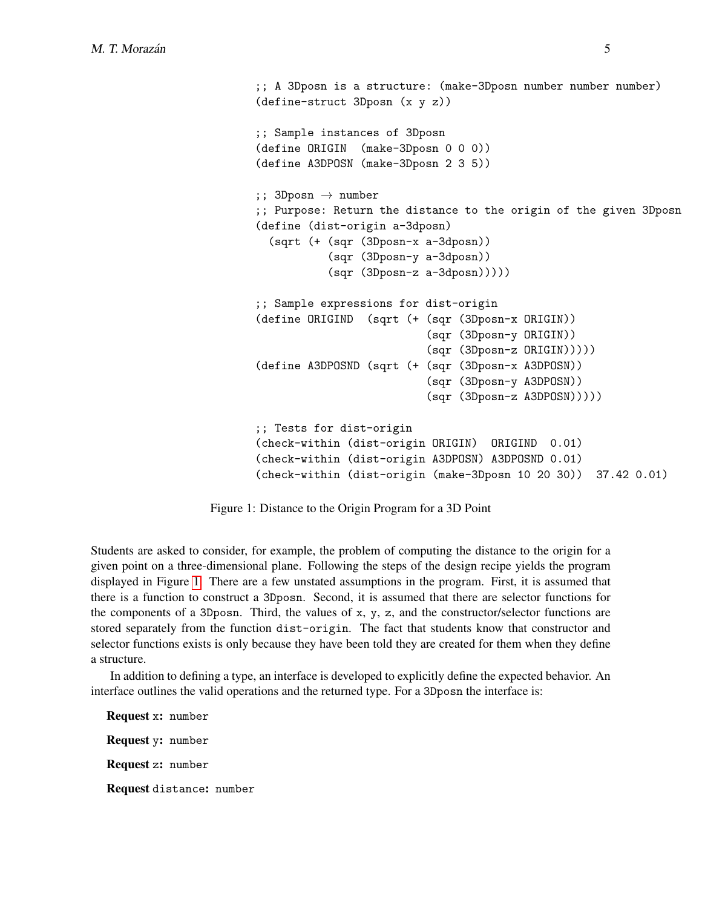```
;; A 3Dposn is a structure: (make-3Dposn number number number)
(define-struct 3Dposn (x y z))

;; Sample instances of 3Dposn
(define ORIGIN  (make-3Dposn 0 0 0))
(define A3DPOSN (make-3Dposn 2 3 5))

;; 3Dposn → number
;; Purpose: Return the distance to the origin of the given 3Dposn
(define (dist-origin a-3dposn)
  (sqrt (+ (sqr (3Dposn-x a-3dposn))
           (sqr (3Dposn-y a-3dposn))
           (sqr (3Dposn-z a-3dposn)))))

;; Sample expressions for dist-origin
(define ORIGIND  (sqrt (+ (sqr (3Dposn-x ORIGIN))
                          (sqr (3Dposn-y ORIGIN))
                          (sqr (3Dposn-z ORIGIN)))))
(define A3DPOSND (sqrt (+ (sqr (3Dposn-x A3DPOSN))
                          (sqr (3Dposn-y A3DPOSN))
                          (sqr (3Dposn-z A3DPOSN)))))

;; Tests for dist-origin
(check-within (dist-origin ORIGIN)  ORIGIND  0.01)
(check-within (dist-origin A3DPOSN) A3DPOSND 0.01)
(check-within (dist-origin (make-3Dposn 10 20 30))  37.42 0.01)
```

Figure 1: Distance to the Origin Program for a 3D Point

Students are asked to consider, for example, the problem of computing the distance to the origin for a given point on a three-dimensional plane. Following the steps of the design recipe yields the program displayed in Figure 1. There are a few unstated assumptions in the program. First, it is assumed that there is a function to construct a 3Dposn. Second, it is assumed that there are selector functions for the components of a 3Dposn. Third, the values of x, y, z, and the constructor/selector functions are stored separately from the function dist-origin. The fact that students know that constructor and selector functions exists is only because they have been told they are created for them when they define a structure.

In addition to defining a type, an interface is developed to explicitly define the expected behavior. An interface outlines the valid operations and the returned type. For a 3Dposn the interface is:

**Request** x**:** number

**Request** y**:** number

**Request** z**:** number

**Request** distance**:** number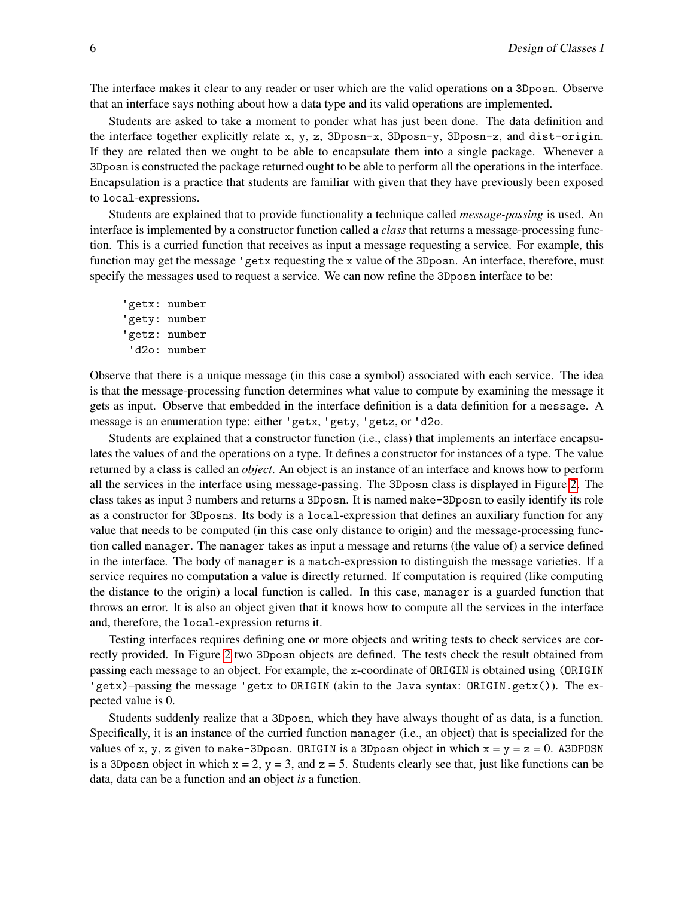The interface makes it clear to any reader or user which are the valid operations on a `3Dposn`. Observe that an interface says nothing about how a data type and its valid operations are implemented.

Students are asked to take a moment to ponder what has just been done. The data definition and the interface together explicitly relate `x`, `y`, `z`, `3Dposn-x`, `3Dposn-y`, `3Dposn-z`, and `dist-origin`. If they are related then we ought to be able to encapsulate them into a single package. Whenever a `3Dposn` is constructed the package returned ought to be able to perform all the operations in the interface. Encapsulation is a practice that students are familiar with given that they have previously been exposed to `local`-expressions.

Students are explained that to provide functionality a technique called *message-passing* is used. An interface is implemented by a constructor function called a *class* that returns a message-processing function. This is a curried function that receives as input a message requesting a service. For example, this function may get the message `'getx` requesting the `x` value of the `3Dposn`. An interface, therefore, must specify the messages used to request a service. We can now refine the `3Dposn` interface to be:

```
'getx: number
'gety: number
'getz: number
 'd2o: number
```

Observe that there is a unique message (in this case a symbol) associated with each service. The idea is that the message-processing function determines what value to compute by examining the message it gets as input. Observe that embedded in the interface definition is a data definition for a `message`. A message is an enumeration type: either `'getx`, `'gety`, `'getz`, or `'d2o`.

Students are explained that a constructor function (i.e., class) that implements an interface encapsulates the values of and the operations on a type. It defines a constructor for instances of a type. The value returned by a class is called an *object*. An object is an instance of an interface and knows how to perform all the services in the interface using message-passing. The `3Dposn` class is displayed in Figure 2. The class takes as input 3 numbers and returns a `3Dposn`. It is named `make-3Dposn` to easily identify its role as a constructor for `3Dposn`s. Its body is a `local`-expression that defines an auxiliary function for any value that needs to be computed (in this case only distance to origin) and the message-processing function called `manager`. The `manager` takes as input a message and returns (the value of) a service defined in the interface. The body of `manager` is a `match`-expression to distinguish the message varieties. If a service requires no computation a value is directly returned. If computation is required (like computing the distance to the origin) a local function is called. In this case, `manager` is a guarded function that throws an error. It is also an object given that it knows how to compute all the services in the interface and, therefore, the `local`-expression returns it.

Testing interfaces requires defining one or more objects and writing tests to check services are correctly provided. In Figure 2 two `3Dposn` objects are defined. The tests check the result obtained from passing each message to an object. For example, the x-coordinate of `ORIGIN` is obtained using `(ORIGIN 'getx)`–passing the message `'getx` to `ORIGIN` (akin to the Java syntax: `ORIGIN.getx()`). The expected value is 0.

Students suddenly realize that a `3Dposn`, which they have always thought of as data, is a function. Specifically, it is an instance of the curried function `manager` (i.e., an object) that is specialized for the values of `x`, `y`, `z` given to `make-3Dposn`. `ORIGIN` is a `3Dposn` object in which `x` = `y` = `z` = 0. `A3DPOSN` is a `3Dposn` object in which `x` = 2, `y` = 3, and `z` = 5. Students clearly see that, just like functions can be data, data can be a function and an object *is* a function.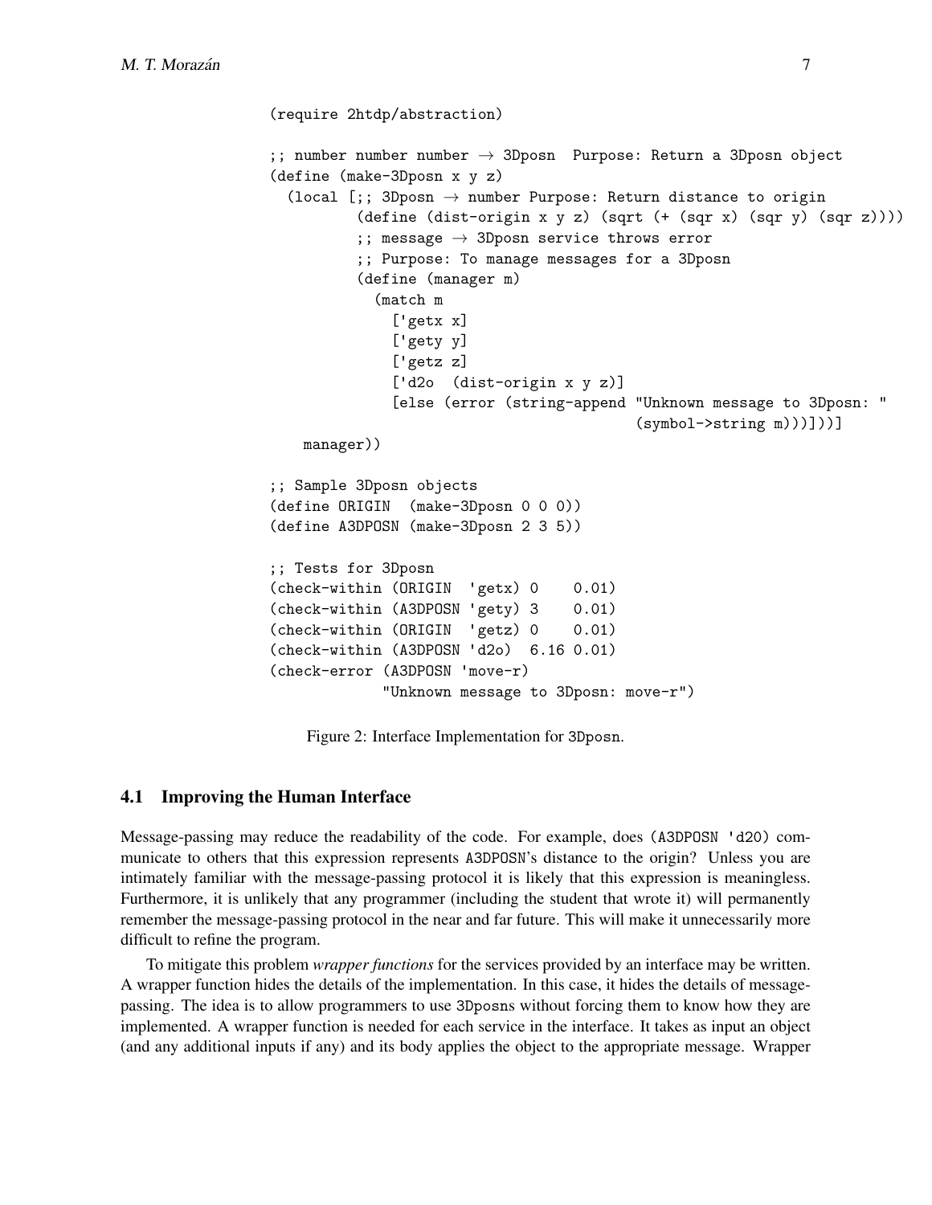```
(require 2htdp/abstraction)

;; number number number → 3Dposn  Purpose: Return a 3Dposn object
(define (make-3Dposn x y z)
  (local [;; 3Dposn → number Purpose: Return distance to origin
          (define (dist-origin x y z) (sqrt (+ (sqr x) (sqr y) (sqr z))))
          ;; message → 3Dposn service throws error
          ;; Purpose: To manage messages for a 3Dposn
          (define (manager m)
            (match m
              ['getx x]
              ['gety y]
              ['getz z]
              ['d2o  (dist-origin x y z)]
              [else (error (string-append "Unknown message to 3Dposn: "
                                          (symbol->string m)))]))]
    manager))

;; Sample 3Dposn objects
(define ORIGIN  (make-3Dposn 0 0 0))
(define A3DPOSN (make-3Dposn 2 3 5))

;; Tests for 3Dposn
(check-within (ORIGIN  'getx) 0    0.01)
(check-within (A3DPOSN 'gety) 3    0.01)
(check-within (ORIGIN  'getz) 0    0.01)
(check-within (A3DPOSN 'd2o)  6.16 0.01)
(check-error (A3DPOSN 'move-r)
             "Unknown message to 3Dposn: move-r")
```

Figure 2: Interface Implementation for 3Dposn.

### 4.1 Improving the Human Interface

Message-passing may reduce the readability of the code. For example, does `(A3DPOSN 'd2O)` communicate to others that this expression represents A3DPOSN's distance to the origin? Unless you are intimately familiar with the message-passing protocol it is likely that this expression is meaningless. Furthermore, it is unlikely that any programmer (including the student that wrote it) will permanently remember the message-passing protocol in the near and far future. This will make it unnecessarily more difficult to refine the program.

To mitigate this problem *wrapper functions* for the services provided by an interface may be written. A wrapper function hides the details of the implementation. In this case, it hides the details of message-passing. The idea is to allow programmers to use 3Dposns without forcing them to know how they are implemented. A wrapper function is needed for each service in the interface. It takes as input an object (and any additional inputs if any) and its body applies the object to the appropriate message. Wrapper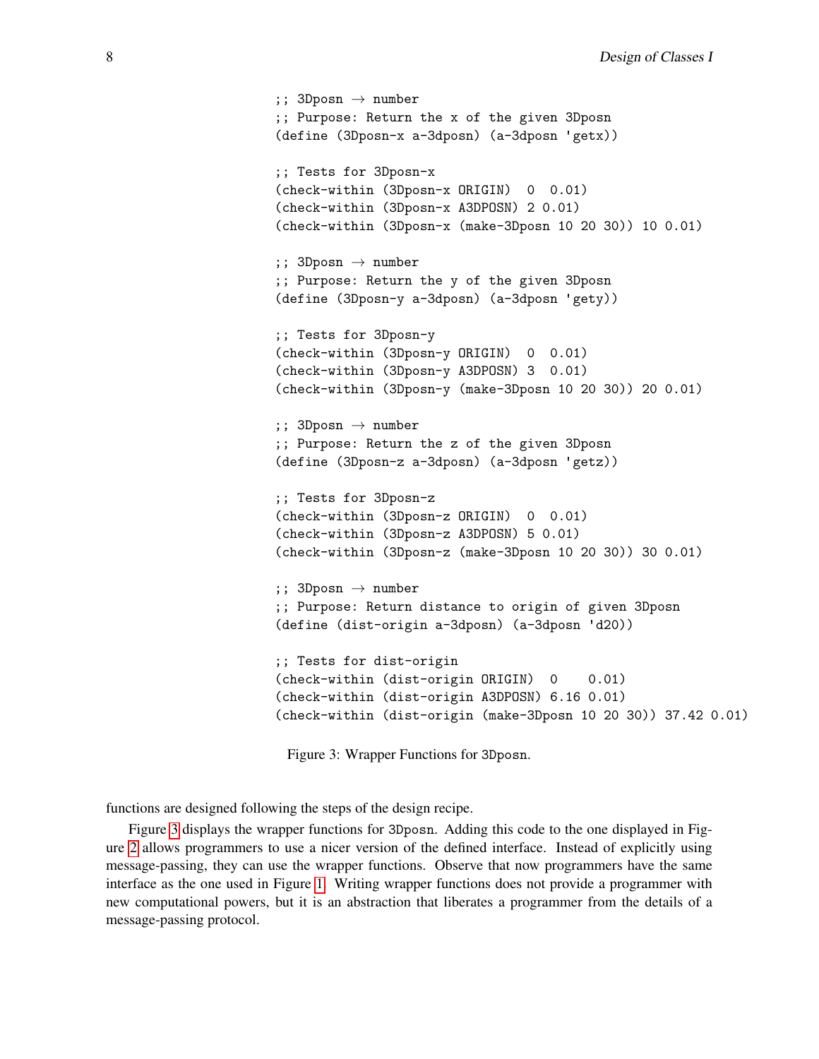```
;; 3Dposn → number
;; Purpose: Return the x of the given 3Dposn
(define (3Dposn-x a-3dposn) (a-3dposn 'getx))

;; Tests for 3Dposn-x
(check-within (3Dposn-x ORIGIN)  0  0.01)
(check-within (3Dposn-x A3DPOSN) 2 0.01)
(check-within (3Dposn-x (make-3Dposn 10 20 30)) 10 0.01)

;; 3Dposn → number
;; Purpose: Return the y of the given 3Dposn
(define (3Dposn-y a-3dposn) (a-3dposn 'gety))

;; Tests for 3Dposn-y
(check-within (3Dposn-y ORIGIN)  0  0.01)
(check-within (3Dposn-y A3DPOSN) 3  0.01)
(check-within (3Dposn-y (make-3Dposn 10 20 30)) 20 0.01)

;; 3Dposn → number
;; Purpose: Return the z of the given 3Dposn
(define (3Dposn-z a-3dposn) (a-3dposn 'getz))

;; Tests for 3Dposn-z
(check-within (3Dposn-z ORIGIN)  0  0.01)
(check-within (3Dposn-z A3DPOSN) 5 0.01)
(check-within (3Dposn-z (make-3Dposn 10 20 30)) 30 0.01)

;; 3Dposn → number
;; Purpose: Return distance to origin of given 3Dposn
(define (dist-origin a-3dposn) (a-3dposn 'd20))

;; Tests for dist-origin
(check-within (dist-origin ORIGIN)  0    0.01)
(check-within (dist-origin A3DPOSN) 6.16 0.01)
(check-within (dist-origin (make-3Dposn 10 20 30)) 37.42 0.01)
```

Figure 3: Wrapper Functions for 3Dposn.

functions are designed following the steps of the design recipe.

Figure 3 displays the wrapper functions for 3Dposn. Adding this code to the one displayed in Figure 2 allows programmers to use a nicer version of the defined interface. Instead of explicitly using message-passing, they can use the wrapper functions. Observe that now programmers have the same interface as the one used in Figure 1. Writing wrapper functions does not provide a programmer with new computational powers, but it is an abstraction that liberates a programmer from the details of a message-passing protocol.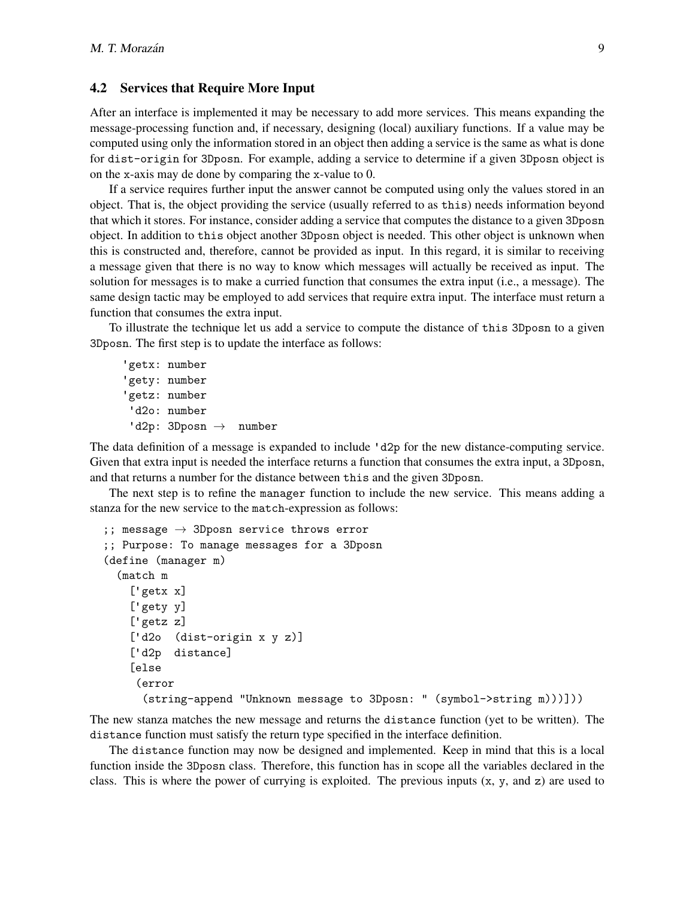### 4.2 Services that Require More Input

After an interface is implemented it may be necessary to add more services. This means expanding the message-processing function and, if necessary, designing (local) auxiliary functions. If a value may be computed using only the information stored in an object then adding a service is the same as what is done for `dist-origin` for `3Dposn`. For example, adding a service to determine if a given `3Dposn` object is on the `x`-axis may de done by comparing the `x`-value to 0.

If a service requires further input the answer cannot be computed using only the values stored in an object. That is, the object providing the service (usually referred to as `this`) needs information beyond that which it stores. For instance, consider adding a service that computes the distance to a given `3Dposn` object. In addition to `this` object another `3Dposn` object is needed. This other object is unknown when `this` is constructed and, therefore, cannot be provided as input. In this regard, it is similar to receiving a message given that there is no way to know which messages will actually be received as input. The solution for messages is to make a curried function that consumes the extra input (i.e., a message). The same design tactic may be employed to add services that require extra input. The interface must return a function that consumes the extra input.

To illustrate the technique let us add a service to compute the distance of `this` `3Dposn` to a given `3Dposn`. The first step is to update the interface as follows:

```
'getx: number
'gety: number
'getz: number
 'd2o: number
 'd2p: 3Dposn → number
```

The data definition of a message is expanded to include `'d2p` for the new distance-computing service. Given that extra input is needed the interface returns a function that consumes the extra input, a `3Dposn`, and that returns a number for the distance between `this` and the given `3Dposn`.

The next step is to refine the `manager` function to include the new service. This means adding a stanza for the new service to the `match`-expression as follows:

```
;; message → 3Dposn service throws error
;; Purpose: To manage messages for a 3Dposn
(define (manager m)
  (match m
    ['getx x]
    ['gety y]
    ['getz z]
    ['d2o  (dist-origin x y z)]
    ['d2p  distance]
    [else
     (error
      (string-append "Unknown message to 3Dposn: " (symbol->string m)))]))
```

The new stanza matches the new message and returns the `distance` function (yet to be written). The `distance` function must satisfy the return type specified in the interface definition.

The `distance` function may now be designed and implemented. Keep in mind that this is a local function inside the `3Dposn` class. Therefore, this function has in scope all the variables declared in the class. This is where the power of currying is exploited. The previous inputs (`x`, `y`, and `z`) are used to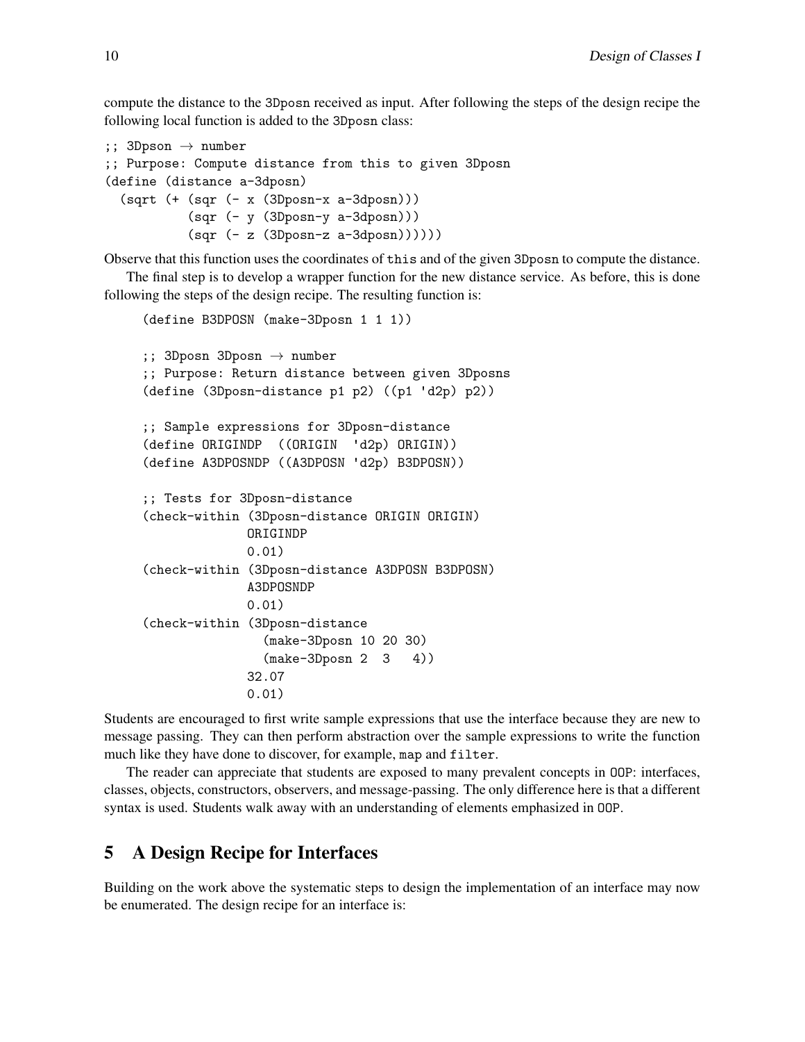compute the distance to the 3Dposn received as input. After following the steps of the design recipe the following local function is added to the 3Dposn class:

```
;; 3Dpson → number
;; Purpose: Compute distance from this to given 3Dposn
(define (distance a-3dposn)
  (sqrt (+ (sqr (- x (3Dposn-x a-3dposn)))
           (sqr (- y (3Dposn-y a-3dposn)))
           (sqr (- z (3Dposn-z a-3dposn))))))
```

Observe that this function uses the coordinates of `this` and of the given 3Dposn to compute the distance.

The final step is to develop a wrapper function for the new distance service. As before, this is done following the steps of the design recipe. The resulting function is:

```
(define B3DPOSN (make-3Dposn 1 1 1))

;; 3Dposn 3Dposn → number
;; Purpose: Return distance between given 3Dposns
(define (3Dposn-distance p1 p2) ((p1 'd2p) p2))

;; Sample expressions for 3Dposn-distance
(define ORIGINDP  ((ORIGIN  'd2p) ORIGIN))
(define A3DPOSNDP ((A3DPOSN 'd2p) B3DPOSN))

;; Tests for 3Dposn-distance
(check-within (3Dposn-distance ORIGIN ORIGIN)
              ORIGINDP
              0.01)
(check-within (3Dposn-distance A3DPOSN B3DPOSN)
              A3DPOSNDP
              0.01)
(check-within (3Dposn-distance
                (make-3Dposn 10 20 30)
                (make-3Dposn 2  3   4))
              32.07
              0.01)
```

Students are encouraged to first write sample expressions that use the interface because they are new to message passing. They can then perform abstraction over the sample expressions to write the function much like they have done to discover, for example, `map` and `filter`.

The reader can appreciate that students are exposed to many prevalent concepts in OOP: interfaces, classes, objects, constructors, observers, and message-passing. The only difference here is that a different syntax is used. Students walk away with an understanding of elements emphasized in OOP.

## 5 A Design Recipe for Interfaces

Building on the work above the systematic steps to design the implementation of an interface may now be enumerated. The design recipe for an interface is: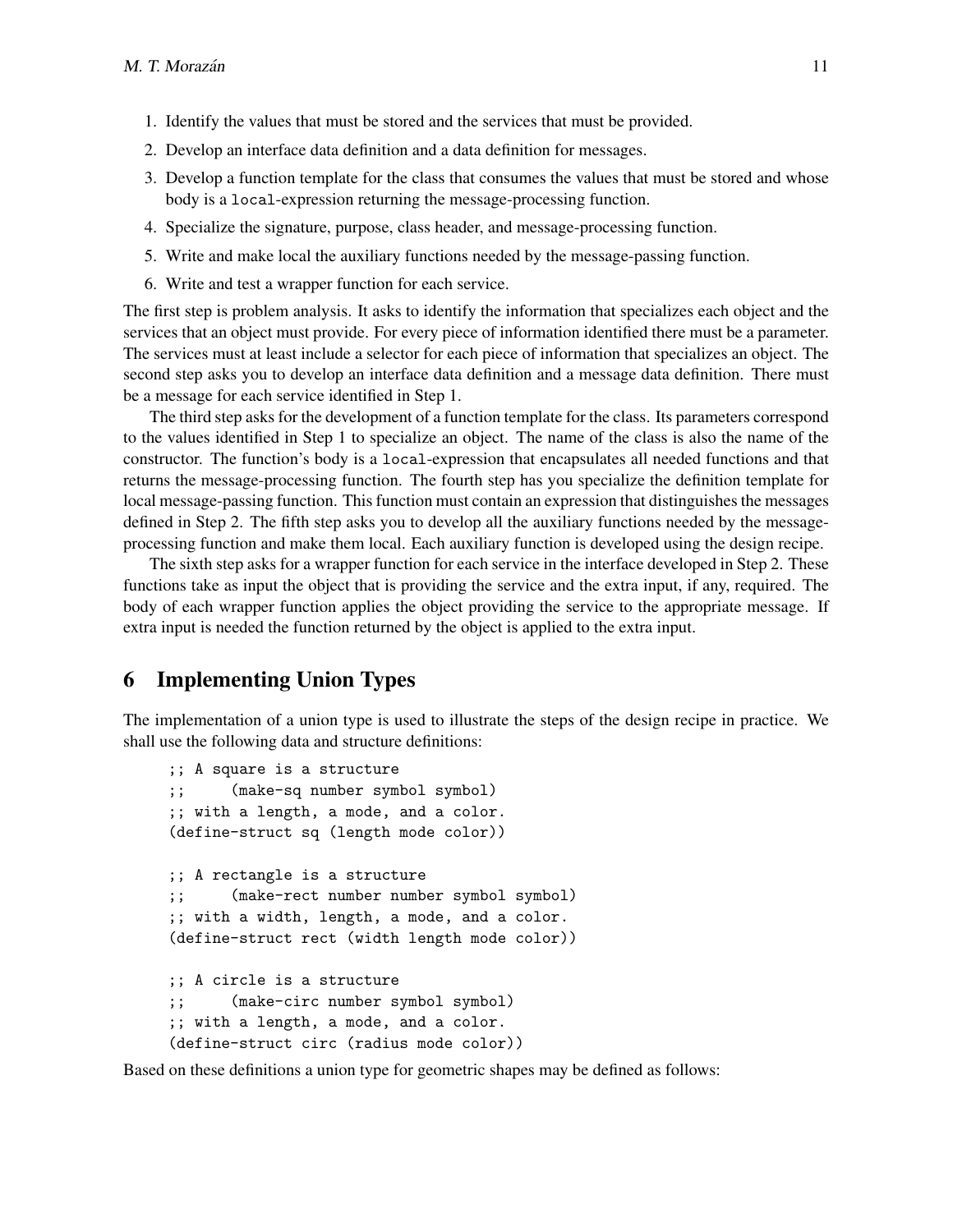1. Identify the values that must be stored and the services that must be provided.
2. Develop an interface data definition and a data definition for messages.
3. Develop a function template for the class that consumes the values that must be stored and whose body is a `local`-expression returning the message-processing function.
4. Specialize the signature, purpose, class header, and message-processing function.
5. Write and make local the auxiliary functions needed by the message-passing function.
6. Write and test a wrapper function for each service.

The first step is problem analysis. It asks to identify the information that specializes each object and the services that an object must provide. For every piece of information identified there must be a parameter. The services must at least include a selector for each piece of information that specializes an object. The second step asks you to develop an interface data definition and a message data definition. There must be a message for each service identified in Step 1.

The third step asks for the development of a function template for the class. Its parameters correspond to the values identified in Step 1 to specialize an object. The name of the class is also the name of the constructor. The function's body is a `local`-expression that encapsulates all needed functions and that returns the message-processing function. The fourth step has you specialize the definition template for local message-passing function. This function must contain an expression that distinguishes the messages defined in Step 2. The fifth step asks you to develop all the auxiliary functions needed by the message-processing function and make them local. Each auxiliary function is developed using the design recipe.

The sixth step asks for a wrapper function for each service in the interface developed in Step 2. These functions take as input the object that is providing the service and the extra input, if any, required. The body of each wrapper function applies the object providing the service to the appropriate message. If extra input is needed the function returned by the object is applied to the extra input.

## 6 Implementing Union Types

The implementation of a union type is used to illustrate the steps of the design recipe in practice. We shall use the following data and structure definitions:

```
;; A square is a structure
;;     (make-sq number symbol symbol)
;; with a length, a mode, and a color.
(define-struct sq (length mode color))

;; A rectangle is a structure
;;     (make-rect number number symbol symbol)
;; with a width, length, a mode, and a color.
(define-struct rect (width length mode color))

;; A circle is a structure
;;     (make-circ number symbol symbol)
;; with a length, a mode, and a color.
(define-struct circ (radius mode color))
```

Based on these definitions a union type for geometric shapes may be defined as follows: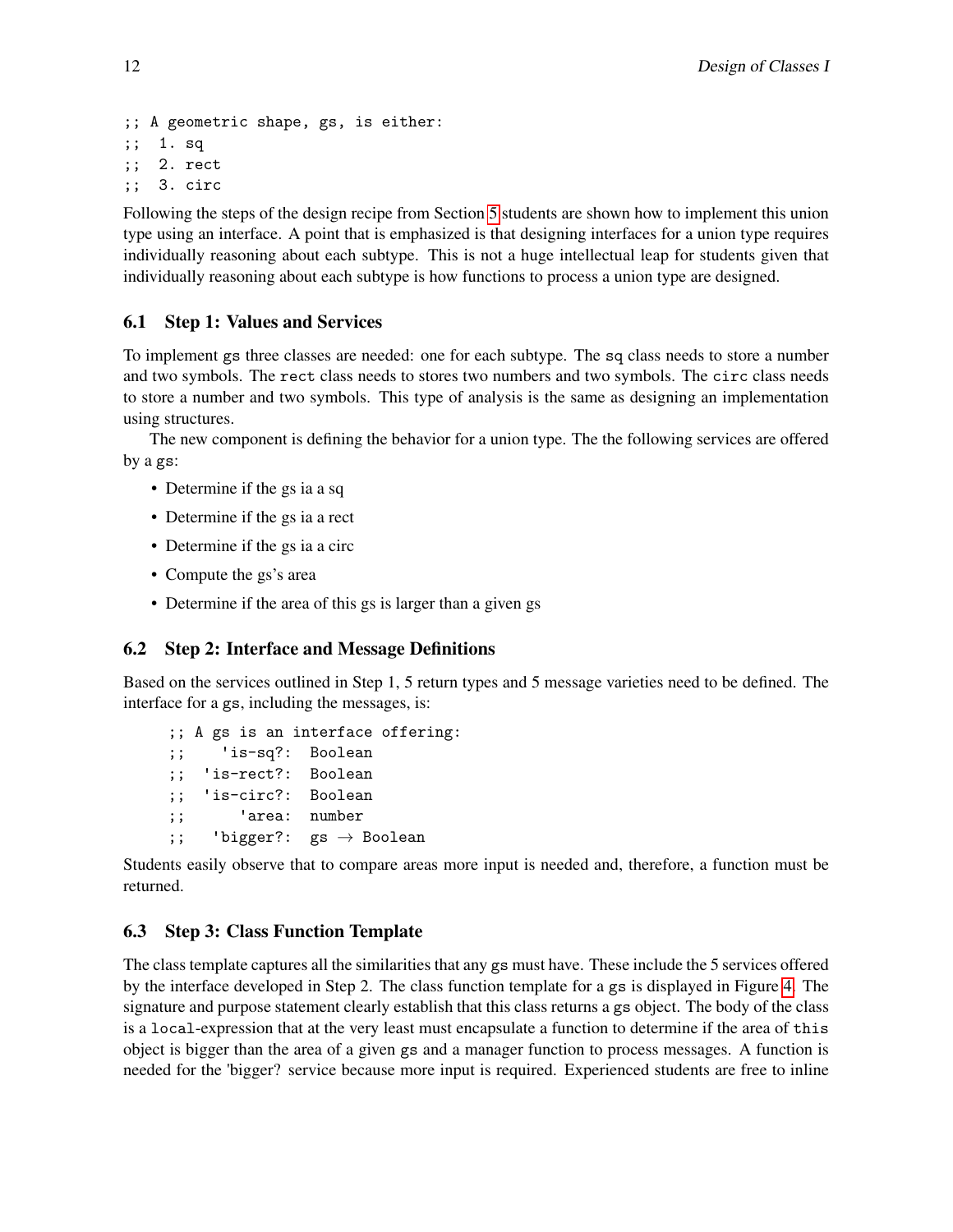```
;; A geometric shape, gs, is either:
;;  1. sq
;;  2. rect
;;  3. circ
```

Following the steps of the design recipe from Section 5 students are shown how to implement this union type using an interface. A point that is emphasized is that designing interfaces for a union type requires individually reasoning about each subtype. This is not a huge intellectual leap for students given that individually reasoning about each subtype is how functions to process a union type are designed.

### 6.1 Step 1: Values and Services

To implement gs three classes are needed: one for each subtype. The sq class needs to store a number and two symbols. The rect class needs to stores two numbers and two symbols. The circ class needs to store a number and two symbols. This type of analysis is the same as designing an implementation using structures.

The new component is defining the behavior for a union type. The the following services are offered by a gs:

- Determine if the gs ia a sq
- Determine if the gs ia a rect
- Determine if the gs ia a circ
- Compute the gs's area
- Determine if the area of this gs is larger than a given gs

### 6.2 Step 2: Interface and Message Definitions

Based on the services outlined in Step 1, 5 return types and 5 message varieties need to be defined. The interface for a gs, including the messages, is:

```
;; A gs is an interface offering:
;;    'is-sq?:  Boolean
;;  'is-rect?:  Boolean
;;  'is-circ?:  Boolean
;;      'area:  number
;;   'bigger?:  gs → Boolean
```

Students easily observe that to compare areas more input is needed and, therefore, a function must be returned.

### 6.3 Step 3: Class Function Template

The class template captures all the similarities that any gs must have. These include the 5 services offered by the interface developed in Step 2. The class function template for a gs is displayed in Figure 4. The signature and purpose statement clearly establish that this class returns a gs object. The body of the class is a local-expression that at the very least must encapsulate a function to determine if the area of this object is bigger than the area of a given gs and a manager function to process messages. A function is needed for the 'bigger? service because more input is required. Experienced students are free to inline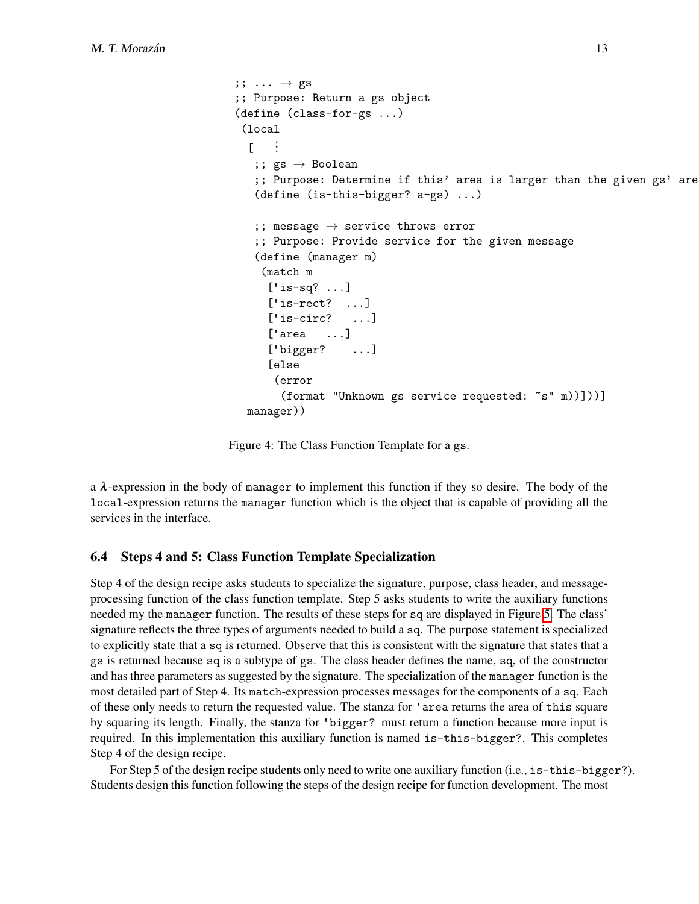```
;; ... → gs
;; Purpose: Return a gs object
(define (class-for-gs ...)
 (local
  [  ⋮
   ;; gs → Boolean
   ;; Purpose: Determine if this' area is larger than the given gs' are
   (define (is-this-bigger? a-gs) ...)

   ;; message → service throws error
   ;; Purpose: Provide service for the given message
   (define (manager m)
    (match m
     ['is-sq? ...]
     ['is-rect?  ...]
     ['is-circ?   ...]
     ['area   ...]
     ['bigger?    ...]
     [else
      (error
       (format "Unknown gs service requested: ~s" m))]))]
  manager))
```

Figure 4: The Class Function Template for a gs.

a $\lambda$-expression in the body of `manager` to implement this function if they so desire. The body of the `local`-expression returns the `manager` function which is the object that is capable of providing all the services in the interface.

### 6.4 Steps 4 and 5: Class Function Template Specialization

Step 4 of the design recipe asks students to specialize the signature, purpose, class header, and message-processing function of the class function template. Step 5 asks students to write the auxiliary functions needed my the `manager` function. The results of these steps for `sq` are displayed in Figure 5. The class' signature reflects the three types of arguments needed to build a `sq`. The purpose statement is specialized to explicitly state that a `sq` is returned. Observe that this is consistent with the signature that states that a `gs` is returned because `sq` is a subtype of `gs`. The class header defines the name, `sq`, of the constructor and has three parameters as suggested by the signature. The specialization of the `manager` function is the most detailed part of Step 4. Its `match`-expression processes messages for the components of a `sq`. Each of these only needs to return the requested value. The stanza for `'area` returns the area of `this` square by squaring its length. Finally, the stanza for `'bigger?` must return a function because more input is required. In this implementation this auxiliary function is named `is-this-bigger?`. This completes Step 4 of the design recipe.

For Step 5 of the design recipe students only need to write one auxiliary function (i.e., `is-this-bigger?`). Students design this function following the steps of the design recipe for function development. The most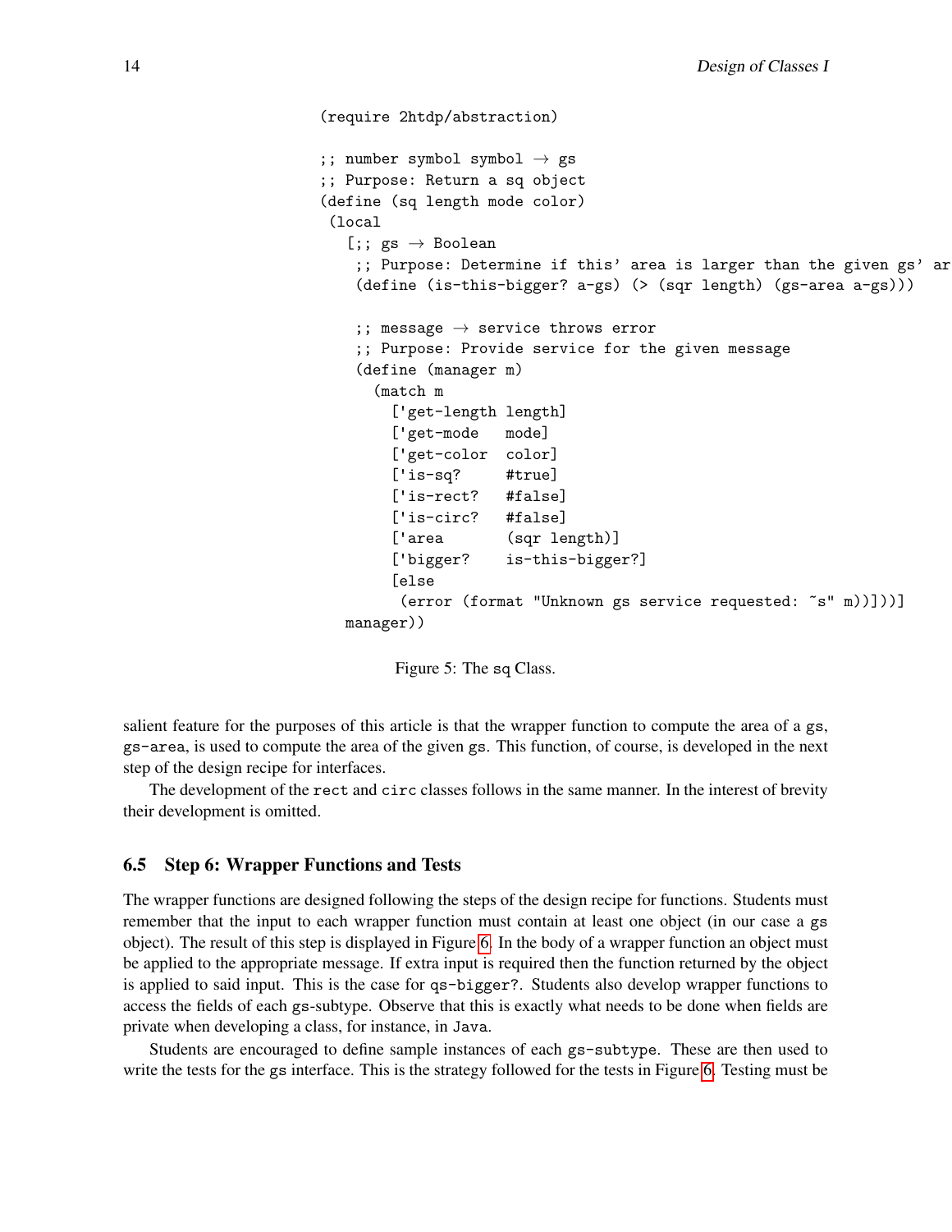```
(require 2htdp/abstraction)

;; number symbol symbol → gs
;; Purpose: Return a sq object
(define (sq length mode color)
 (local
   [;; gs → Boolean
    ;; Purpose: Determine if this' area is larger than the given gs' ar
    (define (is-this-bigger? a-gs) (> (sqr length) (gs-area a-gs)))

    ;; message → service throws error
    ;; Purpose: Provide service for the given message
    (define (manager m)
      (match m
        ['get-length length]
        ['get-mode   mode]
        ['get-color  color]
        ['is-sq?     #true]
        ['is-rect?   #false]
        ['is-circ?   #false]
        ['area       (sqr length)]
        ['bigger?    is-this-bigger?]
        [else
         (error (format "Unknown gs service requested: ~s" m))]))]
   manager))
```

Figure 5: The sq Class.

salient feature for the purposes of this article is that the wrapper function to compute the area of a gs, gs-area, is used to compute the area of the given gs. This function, of course, is developed in the next step of the design recipe for interfaces.

The development of the rect and circ classes follows in the same manner. In the interest of brevity their development is omitted.

### 6.5 Step 6: Wrapper Functions and Tests

The wrapper functions are designed following the steps of the design recipe for functions. Students must remember that the input to each wrapper function must contain at least one object (in our case a gs object). The result of this step is displayed in Figure 6. In the body of a wrapper function an object must be applied to the appropriate message. If extra input is required then the function returned by the object is applied to said input. This is the case for qs-bigger?. Students also develop wrapper functions to access the fields of each gs-subtype. Observe that this is exactly what needs to be done when fields are private when developing a class, for instance, in Java.

Students are encouraged to define sample instances of each gs-subtype. These are then used to write the tests for the gs interface. This is the strategy followed for the tests in Figure 6. Testing must be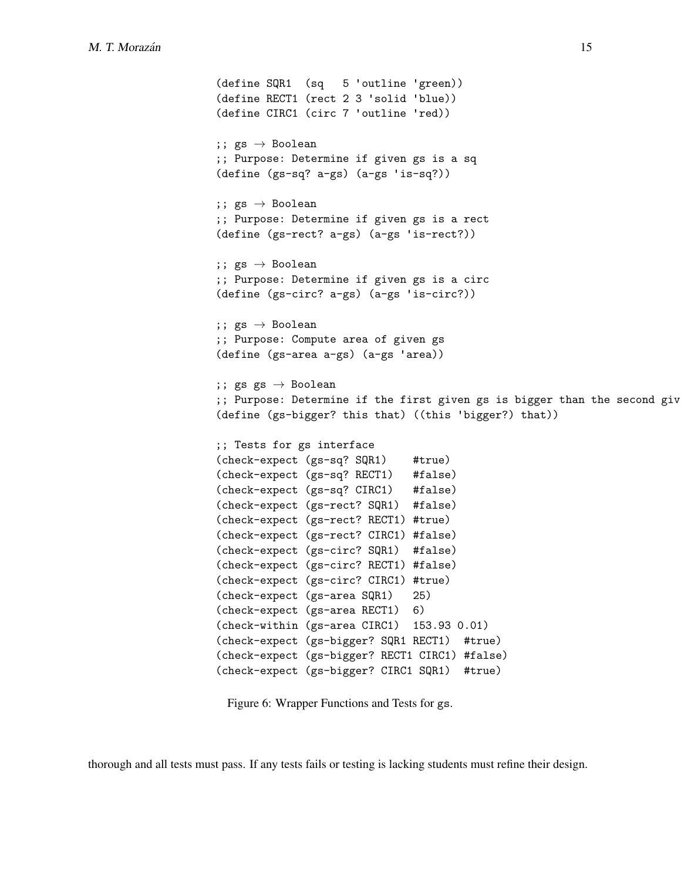```
(define SQR1  (sq   5 'outline 'green))
(define RECT1 (rect 2 3 'solid 'blue))
(define CIRC1 (circ 7 'outline 'red))

;; gs → Boolean
;; Purpose: Determine if given gs is a sq
(define (gs-sq? a-gs) (a-gs 'is-sq?))

;; gs → Boolean
;; Purpose: Determine if given gs is a rect
(define (gs-rect? a-gs) (a-gs 'is-rect?))

;; gs → Boolean
;; Purpose: Determine if given gs is a circ
(define (gs-circ? a-gs) (a-gs 'is-circ?))

;; gs → Boolean
;; Purpose: Compute area of given gs
(define (gs-area a-gs) (a-gs 'area))

;; gs gs → Boolean
;; Purpose: Determine if the first given gs is bigger than the second giv
(define (gs-bigger? this that) ((this 'bigger?) that))

;; Tests for gs interface
(check-expect (gs-sq? SQR1)    #true)
(check-expect (gs-sq? RECT1)   #false)
(check-expect (gs-sq? CIRC1)   #false)
(check-expect (gs-rect? SQR1)  #false)
(check-expect (gs-rect? RECT1) #true)
(check-expect (gs-rect? CIRC1) #false)
(check-expect (gs-circ? SQR1)  #false)
(check-expect (gs-circ? RECT1) #false)
(check-expect (gs-circ? CIRC1) #true)
(check-expect (gs-area SQR1)   25)
(check-expect (gs-area RECT1)  6)
(check-within (gs-area CIRC1)  153.93 0.01)
(check-expect (gs-bigger? SQR1 RECT1)  #true)
(check-expect (gs-bigger? RECT1 CIRC1) #false)
(check-expect (gs-bigger? CIRC1 SQR1)  #true)
```

Figure 6: Wrapper Functions and Tests for gs.

thorough and all tests must pass. If any tests fails or testing is lacking students must refine their design.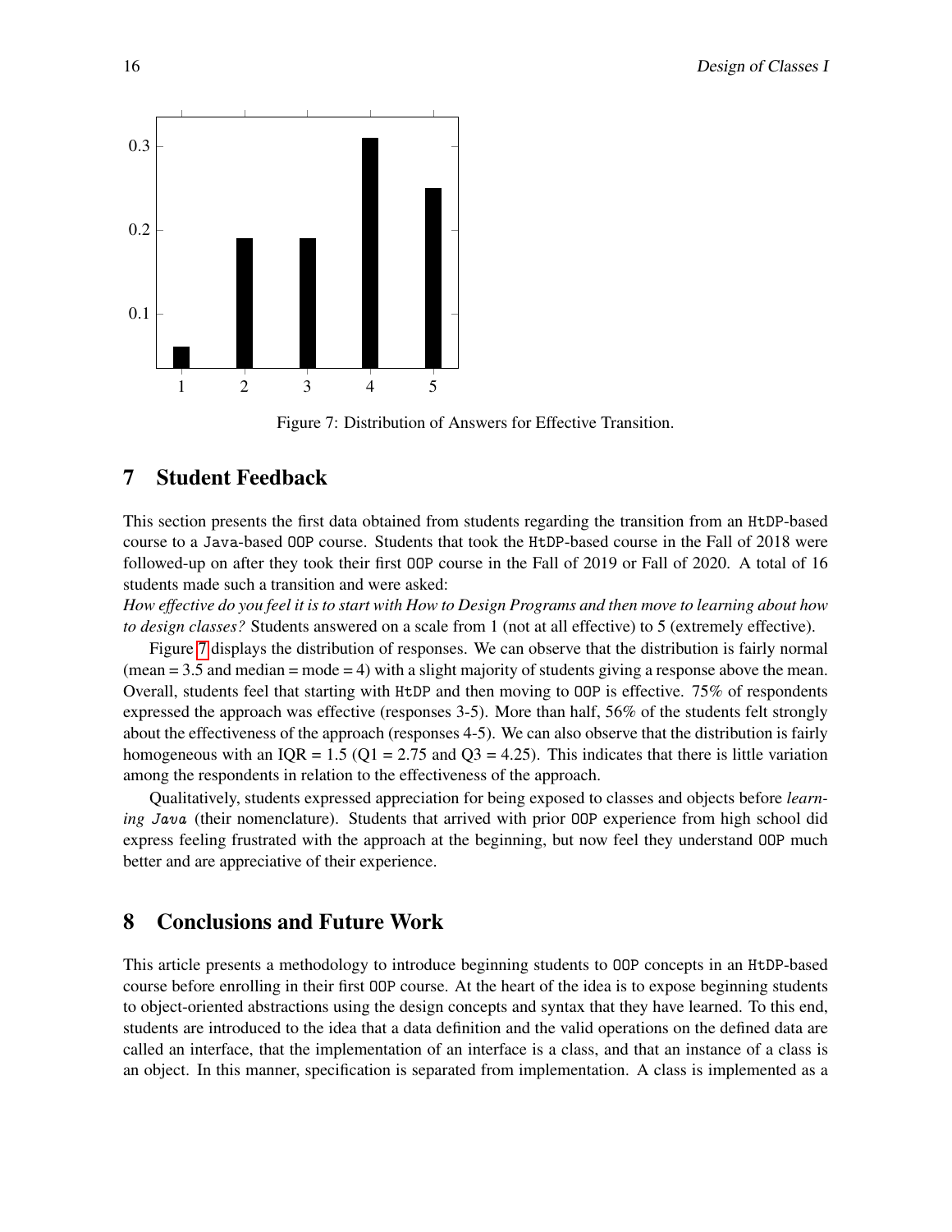Figure 7: Distribution of Answers for Effective Transition.

## 7 Student Feedback

This section presents the first data obtained from students regarding the transition from an HtDP-based course to a Java-based OOP course. Students that took the HtDP-based course in the Fall of 2018 were followed-up on after they took their first OOP course in the Fall of 2019 or Fall of 2020. A total of 16 students made such a transition and were asked:

*How effective do you feel it is to start with How to Design Programs and then move to learning about how to design classes?* Students answered on a scale from 1 (not at all effective) to 5 (extremely effective).

Figure 7 displays the distribution of responses. We can observe that the distribution is fairly normal (mean = 3.5 and median = mode = 4) with a slight majority of students giving a response above the mean. Overall, students feel that starting with HtDP and then moving to OOP is effective. 75% of respondents expressed the approach was effective (responses 3-5). More than half, 56% of the students felt strongly about the effectiveness of the approach (responses 4-5). We can also observe that the distribution is fairly homogeneous with an IQR = 1.5 (Q1 = 2.75 and Q3 = 4.25). This indicates that there is little variation among the respondents in relation to the effectiveness of the approach.

Qualitatively, students expressed appreciation for being exposed to classes and objects before *learning Java* (their nomenclature). Students that arrived with prior OOP experience from high school did express feeling frustrated with the approach at the beginning, but now feel they understand OOP much better and are appreciative of their experience.

## 8 Conclusions and Future Work

This article presents a methodology to introduce beginning students to OOP concepts in an HtDP-based course before enrolling in their first OOP course. At the heart of the idea is to expose beginning students to object-oriented abstractions using the design concepts and syntax that they have learned. To this end, students are introduced to the idea that a data definition and the valid operations on the defined data are called an interface, that the implementation of an interface is a class, and that an instance of a class is an object. In this manner, specification is separated from implementation. A class is implemented as a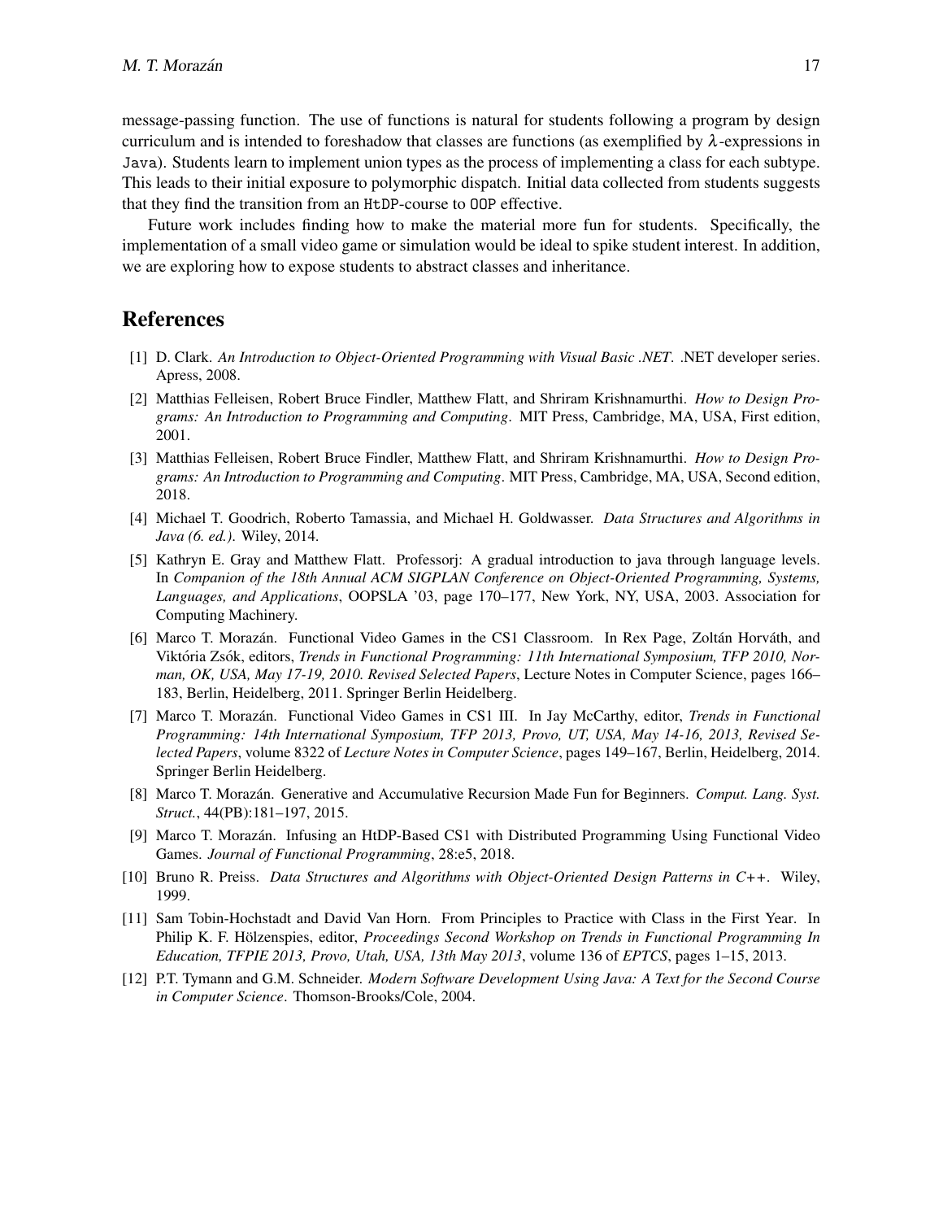message-passing function. The use of functions is natural for students following a program by design curriculum and is intended to foreshadow that classes are functions (as exemplified by $\lambda$-expressions in `Java`). Students learn to implement union types as the process of implementing a class for each subtype. This leads to their initial exposure to polymorphic dispatch. Initial data collected from students suggests that they find the transition from an `HtDP`-course to `OOP` effective.

Future work includes finding how to make the material more fun for students. Specifically, the implementation of a small video game or simulation would be ideal to spike student interest. In addition, we are exploring how to expose students to abstract classes and inheritance.

## References

[1] D. Clark. *An Introduction to Object-Oriented Programming with Visual Basic .NET*. .NET developer series. Apress, 2008.

[2] Matthias Felleisen, Robert Bruce Findler, Matthew Flatt, and Shriram Krishnamurthi. *How to Design Programs: An Introduction to Programming and Computing*. MIT Press, Cambridge, MA, USA, First edition, 2001.

[3] Matthias Felleisen, Robert Bruce Findler, Matthew Flatt, and Shriram Krishnamurthi. *How to Design Programs: An Introduction to Programming and Computing*. MIT Press, Cambridge, MA, USA, Second edition, 2018.

[4] Michael T. Goodrich, Roberto Tamassia, and Michael H. Goldwasser. *Data Structures and Algorithms in Java (6. ed.)*. Wiley, 2014.

[5] Kathryn E. Gray and Matthew Flatt. Professorj: A gradual introduction to java through language levels. In *Companion of the 18th Annual ACM SIGPLAN Conference on Object-Oriented Programming, Systems, Languages, and Applications*, OOPSLA '03, page 170–177, New York, NY, USA, 2003. Association for Computing Machinery.

[6] Marco T. Morazán. Functional Video Games in the CS1 Classroom. In Rex Page, Zoltán Horváth, and Viktória Zsók, editors, *Trends in Functional Programming: 11th International Symposium, TFP 2010, Norman, OK, USA, May 17-19, 2010. Revised Selected Papers*, Lecture Notes in Computer Science, pages 166–183, Berlin, Heidelberg, 2011. Springer Berlin Heidelberg.

[7] Marco T. Morazán. Functional Video Games in CS1 III. In Jay McCarthy, editor, *Trends in Functional Programming: 14th International Symposium, TFP 2013, Provo, UT, USA, May 14-16, 2013, Revised Selected Papers*, volume 8322 of *Lecture Notes in Computer Science*, pages 149–167, Berlin, Heidelberg, 2014. Springer Berlin Heidelberg.

[8] Marco T. Morazán. Generative and Accumulative Recursion Made Fun for Beginners. *Comput. Lang. Syst. Struct.*, 44(PB):181–197, 2015.

[9] Marco T. Morazán. Infusing an HtDP-Based CS1 with Distributed Programming Using Functional Video Games. *Journal of Functional Programming*, 28:e5, 2018.

[10] Bruno R. Preiss. *Data Structures and Algorithms with Object-Oriented Design Patterns in C++*. Wiley, 1999.

[11] Sam Tobin-Hochstadt and David Van Horn. From Principles to Practice with Class in the First Year. In Philip K. F. Hölzenspies, editor, *Proceedings Second Workshop on Trends in Functional Programming In Education, TFPIE 2013, Provo, Utah, USA, 13th May 2013*, volume 136 of *EPTCS*, pages 1–15, 2013.

[12] P.T. Tymann and G.M. Schneider. *Modern Software Development Using Java: A Text for the Second Course in Computer Science*. Thomson-Brooks/Cole, 2004.